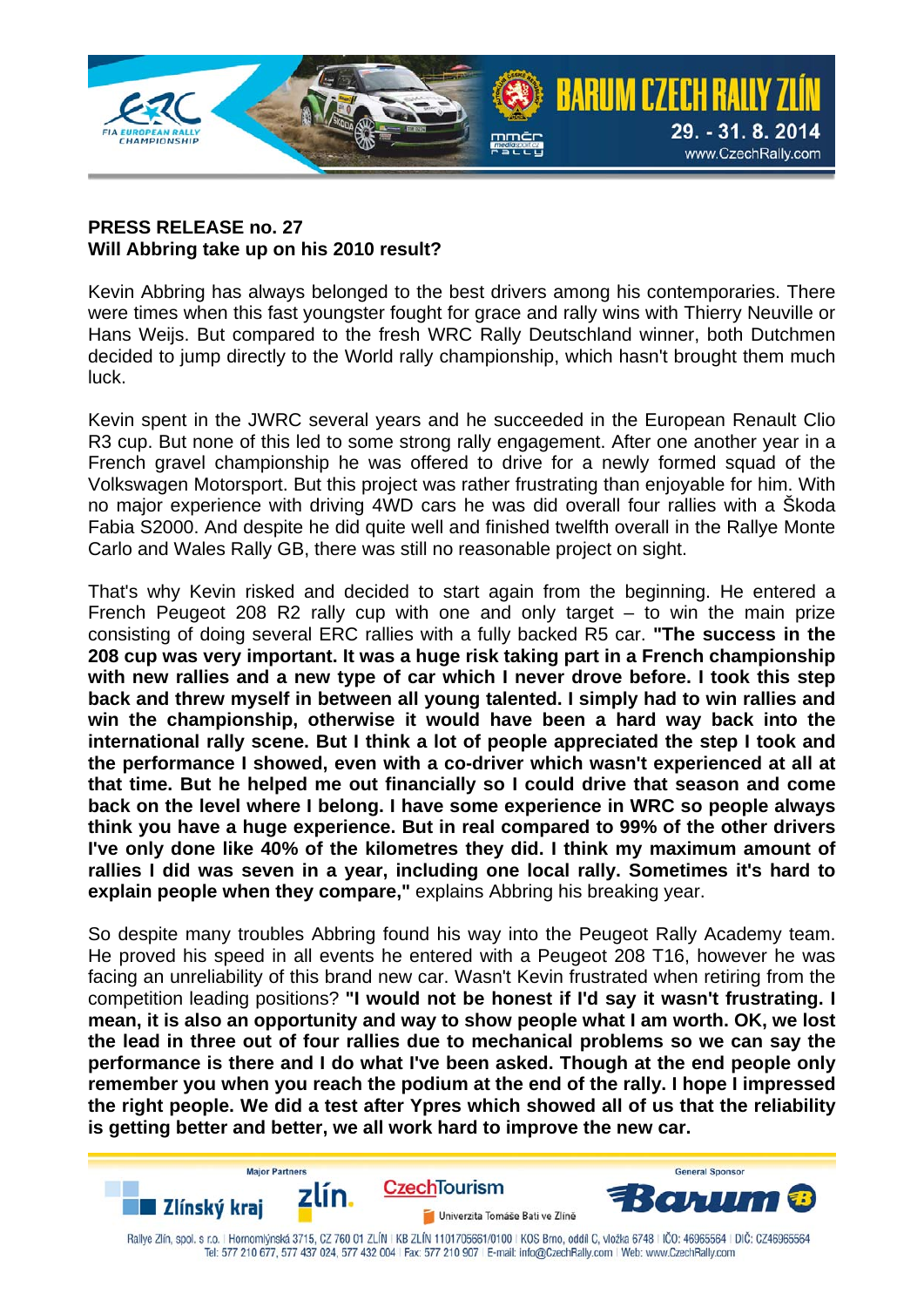**PRESS RELEASE no. 27**
**Will Abbring take up on his 2010 result?**

Kevin Abbring has always belonged to the best drivers among his contemporaries. There were times when this fast youngster fought for grace and rally wins with Thierry Neuville or Hans Weijs. But compared to the fresh WRC Rally Deutschland winner, both Dutchmen decided to jump directly to the World rally championship, which hasn't brought them much luck.

Kevin spent in the JWRC several years and he succeeded in the European Renault Clio R3 cup. But none of this led to some strong rally engagement. After one another year in a French gravel championship he was offered to drive for a newly formed squad of the Volkswagen Motorsport. But this project was rather frustrating than enjoyable for him. With no major experience with driving 4WD cars he was did overall four rallies with a Škoda Fabia S2000. And despite he did quite well and finished twelfth overall in the Rallye Monte Carlo and Wales Rally GB, there was still no reasonable project on sight.

That's why Kevin risked and decided to start again from the beginning. He entered a French Peugeot 208 R2 rally cup with one and only target – to win the main prize consisting of doing several ERC rallies with a fully backed R5 car. **"The success in the 208 cup was very important. It was a huge risk taking part in a French championship with new rallies and a new type of car which I never drove before. I took this step back and threw myself in between all young talented. I simply had to win rallies and win the championship, otherwise it would have been a hard way back into the international rally scene. But I think a lot of people appreciated the step I took and the performance I showed, even with a co-driver which wasn't experienced at all at that time. But he helped me out financially so I could drive that season and come back on the level where I belong. I have some experience in WRC so people always think you have a huge experience. But in real compared to 99% of the other drivers I've only done like 40% of the kilometres they did. I think my maximum amount of rallies I did was seven in a year, including one local rally. Sometimes it's hard to explain people when they compare,"** explains Abbring his breaking year.

So despite many troubles Abbring found his way into the Peugeot Rally Academy team. He proved his speed in all events he entered with a Peugeot 208 T16, however he was facing an unreliability of this brand new car. Wasn't Kevin frustrated when retiring from the competition leading positions? **"I would not be honest if I'd say it wasn't frustrating. I mean, it is also an opportunity and way to show people what I am worth. OK, we lost the lead in three out of four rallies due to mechanical problems so we can say the performance is there and I do what I've been asked. Though at the end people only remember you when you reach the podium at the end of the rally. I hope I impressed the right people. We did a test after Ypres which showed all of us that the reliability is getting better and better, we all work hard to improve the new car.**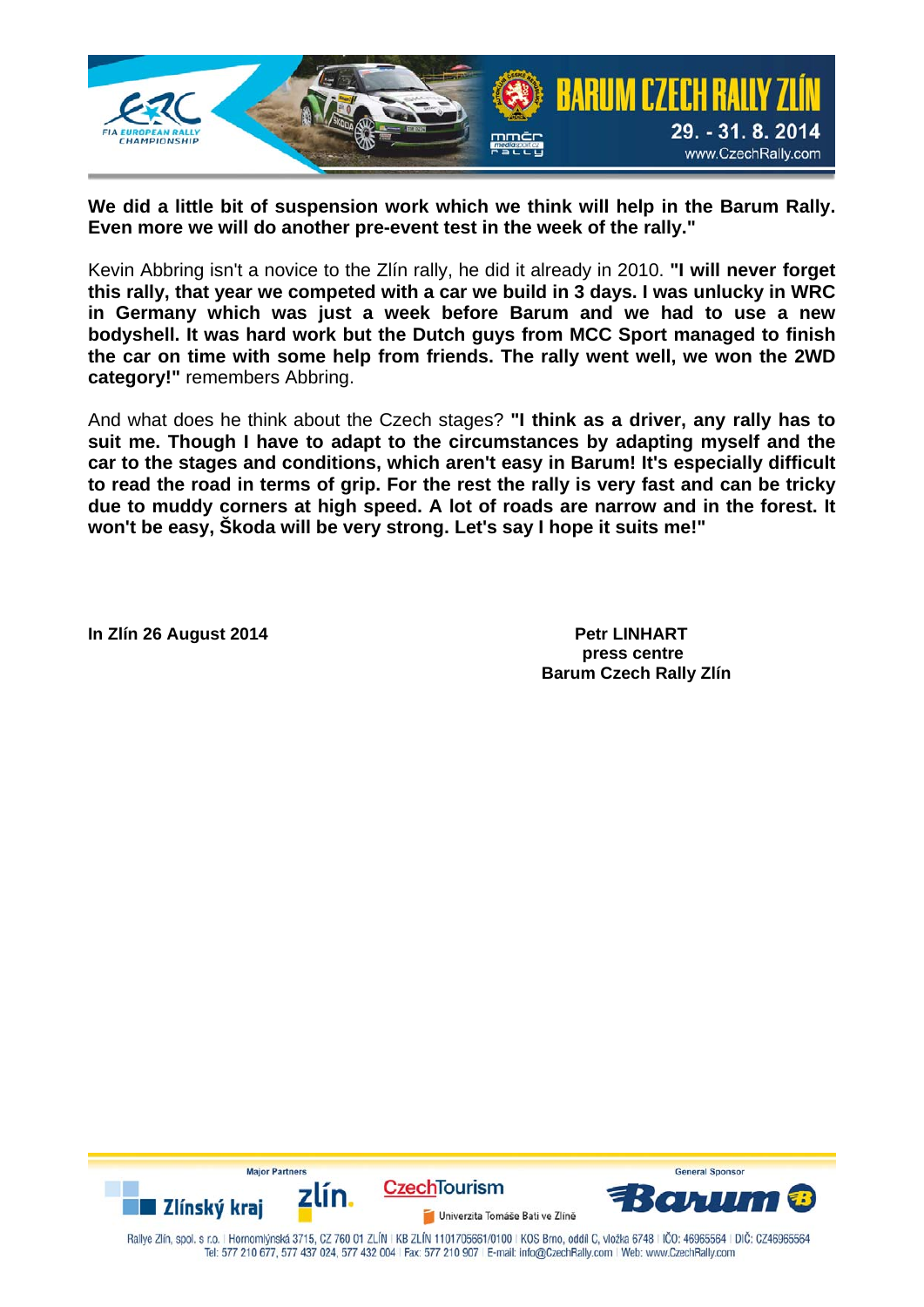**We did a little bit of suspension work which we think will help in the Barum Rally. Even more we will do another pre-event test in the week of the rally."**

Kevin Abbring isn't a novice to the Zlín rally, he did it already in 2010. **"I will never forget this rally, that year we competed with a car we build in 3 days. I was unlucky in WRC in Germany which was just a week before Barum and we had to use a new bodyshell. It was hard work but the Dutch guys from MCC Sport managed to finish the car on time with some help from friends. The rally went well, we won the 2WD category!"** remembers Abbring.

And what does he think about the Czech stages? **"I think as a driver, any rally has to suit me. Though I have to adapt to the circumstances by adapting myself and the car to the stages and conditions, which aren't easy in Barum! It's especially difficult to read the road in terms of grip. For the rest the rally is very fast and can be tricky due to muddy corners at high speed. A lot of roads are narrow and in the forest. It won't be easy, Škoda will be very strong. Let's say I hope it suits me!"**

**In Zlín 26 August 2014**

**Petr LINHART**
**press centre**
**Barum Czech Rally Zlín**